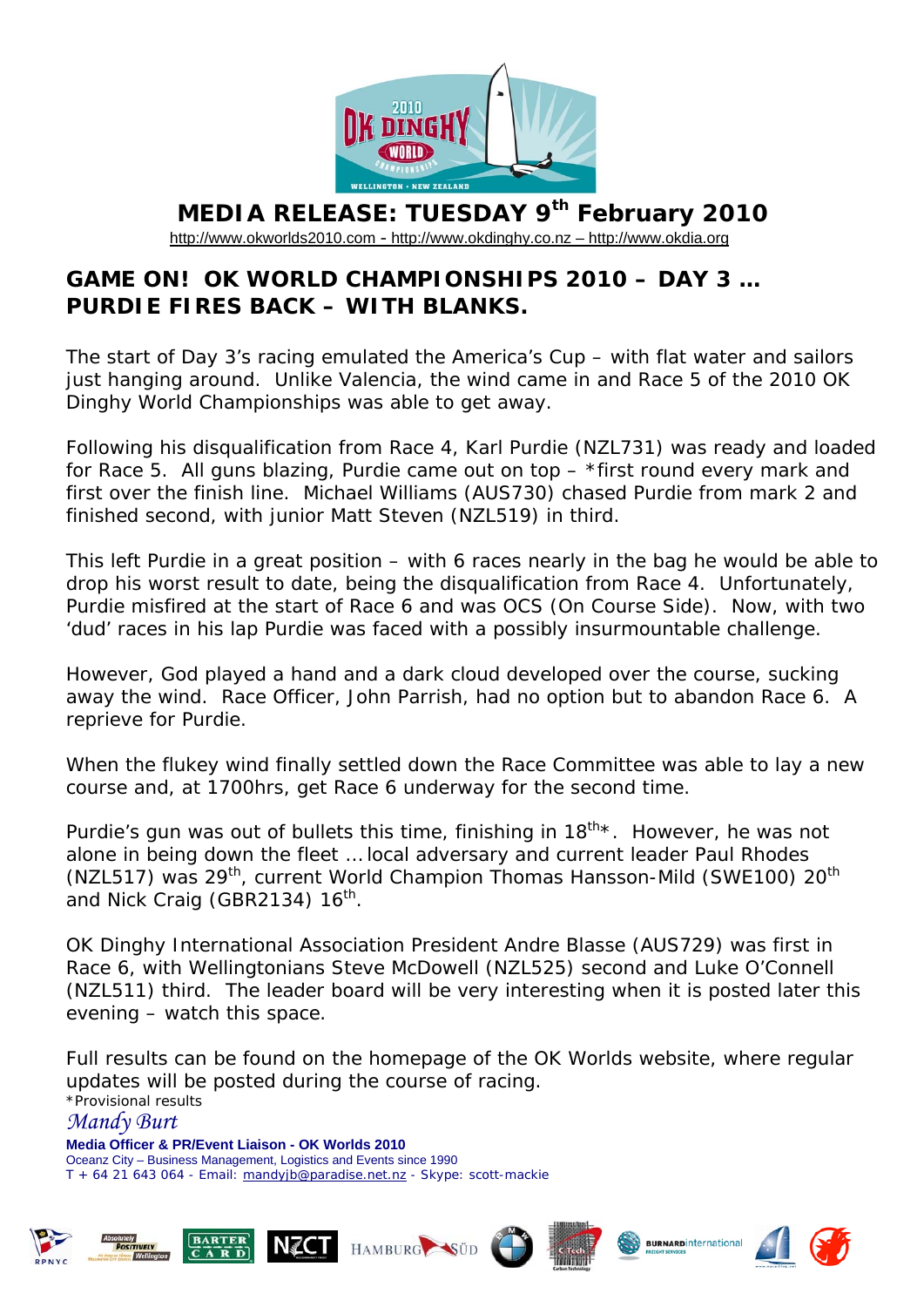# MEDIA RELEASE: TUESDAY 9th February 2010

http://www.okworlds2010.com - http://www.okdinghy.co.nz – http://www.okdia.org

## GAME ON! OK WORLD CHAMPIONSHIPS 2010 – DAY 3 … PURDIE FIRES BACK – WITH BLANKS.

The start of Day 3's racing emulated the America's Cup – with flat water and sailors just hanging around. Unlike Valencia, the wind came in and Race 5 of the 2010 OK Dinghy World Championships was able to get away.

Following his disqualification from Race 4, Karl Purdie (NZL731) was ready and loaded for Race 5. All guns blazing, Purdie came out on top – *first round every mark and first over the finish line. Michael Williams (AUS730) chased Purdie from mark 2 and finished second, with junior Matt Steven (NZL519) in third.

This left Purdie in a great position – with 6 races nearly in the bag he would be able to drop his worst result to date, being the disqualification from Race 4. Unfortunately, Purdie misfired at the start of Race 6 and was OCS (On Course Side). Now, with two 'dud' races in his lap Purdie was faced with a possibly insurmountable challenge.

However, God played a hand and a dark cloud developed over the course, sucking away the wind. Race Officer, John Parrish, had no option but to abandon Race 6. A reprieve for Purdie.

When the flukey wind finally settled down the Race Committee was able to lay a new course and, at 1700hrs, get Race 6 underway for the second time.

Purdie's gun was out of bullets this time, finishing in 18th*. However, he was not alone in being down the fleet … local adversary and current leader Paul Rhodes (NZL517) was 29th, current World Champion Thomas Hansson-Mild (SWE100) 20th and Nick Craig (GBR2134) 16th.

OK Dinghy International Association President Andre Blasse (AUS729) was first in Race 6, with Wellingtonians Steve McDowell (NZL525) second and Luke O'Connell (NZL511) third. The leader board will be very interesting when it is posted later this evening – watch this space.

Full results can be found on the homepage of the OK Worlds website, where regular updates will be posted during the course of racing.

*Provisional results

*Mandy Burt*

**Media Officer & PR/Event Liaison - OK Worlds 2010**

Oceanz City – Business Management, Logistics and Events since 1990

T + 64 21 643 064 - Email: mandyjb@paradise.net.nz - Skype: scott-mackie